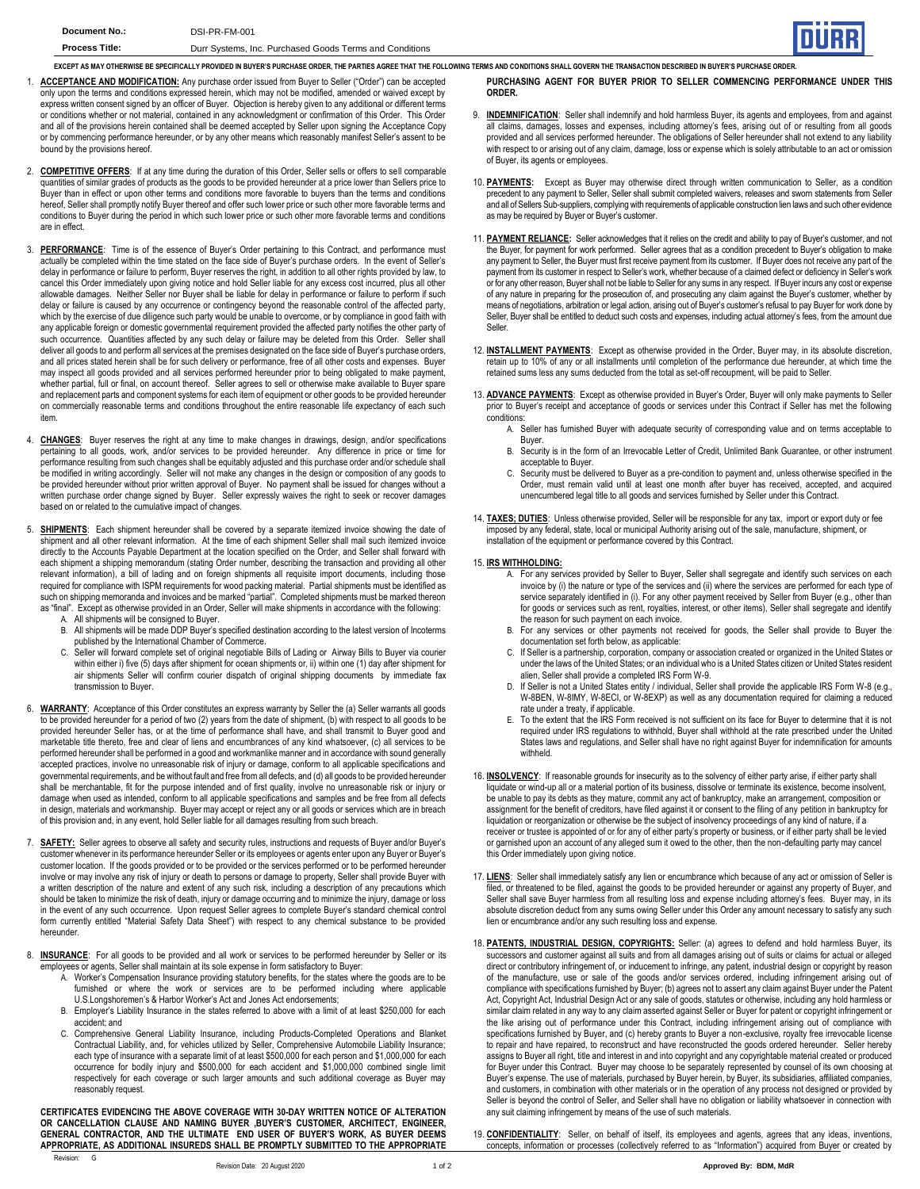| Document No.: | DSI-PR-FM-001 |
| --- | --- |
| Process Title: | Durr Systems, Inc. Purchased Goods Terms and Conditions |

**EXCEPT AS MAY OTHERWISE BE SPECIFICALLY PROVIDED IN BUYER'S PURCHASE ORDER, THE PARTIES AGREE THAT THE FOLLOWING TERMS AND CONDITIONS SHALL GOVERN THE TRANSACTION DESCRIBED IN BUYER'S PURCHASE ORDER.**

1. **ACCEPTANCE AND MODIFICATION:** Any purchase order issued from Buyer to Seller ("Order") can be accepted only upon the terms and conditions expressed herein, which may not be modified, amended or waived except by express written consent signed by an officer of Buyer. Objection is hereby given to any additional or different terms or conditions whether or not material, contained in any acknowledgment or confirmation of this Order. This Order and all of the provisions herein contained shall be deemed accepted by Seller upon signing the Acceptance Copy or by commencing performance hereunder, or by any other means which reasonably manifest Seller's assent to be bound by the provisions hereof.

2. **COMPETITIVE OFFERS**: If at any time during the duration of this Order, Seller sells or offers to sell comparable quantities of similar grades of products as the goods to be provided hereunder at a price lower than Sellers price to Buyer than in effect or upon other terms and conditions more favorable to buyers than the terms and conditions hereof, Seller shall promptly notify Buyer thereof and offer such lower price or such other more favorable terms and conditions to Buyer during the period in which such lower price or such other more favorable terms and conditions are in effect.

3. **PERFORMANCE**: Time is of the essence of Buyer's Order pertaining to this Contract, and performance must actually be completed within the time stated on the face side of Buyer's purchase orders. In the event of Seller's delay in performance or failure to perform, Buyer reserves the right, in addition to all other rights provided by law, to cancel this Order immediately upon giving notice and hold Seller liable for any excess cost incurred, plus all other allowable damages. Neither Seller nor Buyer shall be liable for delay in performance or failure to perform if such delay or failure is caused by any occurrence or contingency beyond the reasonable control of the affected party, which by the exercise of due diligence such party would be unable to overcome, or by compliance in good faith with any applicable foreign or domestic governmental requirement provided the affected party notifies the other party of such occurrence. Quantities affected by any such delay or failure may be deleted from this Order. Seller shall deliver all goods to and perform all services at the premises designated on the face side of Buyer's purchase orders, and all prices stated herein shall be for such delivery or performance, free of all other costs and expenses. Buyer may inspect all goods provided and all services performed hereunder prior to being obligated to make payment, whether partial, full or final, on account thereof. Seller agrees to sell or otherwise make available to Buyer spare and replacement parts and component systems for each item of equipment or other goods to be provided hereunder on commercially reasonable terms and conditions throughout the entire reasonable life expectancy of each such item.

4. **CHANGES**: Buyer reserves the right at any time to make changes in drawings, design, and/or specifications pertaining to all goods, work, and/or services to be provided hereunder. Any difference in price or time for performance resulting from such changes shall be equitably adjusted and this purchase order and/or schedule shall be modified in writing accordingly. Seller will not make any changes in the design or composition of any goods to be provided hereunder without prior written approval of Buyer. No payment shall be issued for changes without a written purchase order change signed by Buyer. Seller expressly waives the right to seek or recover damages based on or related to the cumulative impact of changes.

5. **SHIPMENTS**: Each shipment hereunder shall be covered by a separate itemized invoice showing the date of shipment and all other relevant information. At the time of each shipment Seller shall mail such itemized invoice directly to the Accounts Payable Department at the location specified on the Order, and Seller shall forward with each shipment a shipping memorandum (stating Order number, describing the transaction and providing all other relevant information), a bill of lading and on foreign shipments all requisite import documents, including those required for compliance with ISPM requirements for wood packing material. Partial shipments must be identified as such on shipping memoranda and invoices and be marked "partial". Completed shipments must be marked thereon as "final". Except as otherwise provided in an Order, Seller will make shipments in accordance with the following:
   - A. All shipments will be consigned to Buyer.
   - B. All shipments will be made DDP Buyer's specified destination according to the latest version of Incoterms published by the International Chamber of Commerce.
   - C. Seller will forward complete set of original negotiable Bills of Lading or Airway Bills to Buyer via courier within either i) five (5) days after shipment for ocean shipments or, ii) within one (1) day after shipment for air shipments Seller will confirm courier dispatch of original shipping documents by immediate fax transmission to Buyer.

6. **WARRANTY**: Acceptance of this Order constitutes an express warranty by the Seller the (a) Seller warrants all goods to be provided hereunder for a period of two (2) years from the date of shipment, (b) with respect to all goods to be provided hereunder Seller has, or at the time of performance shall have, and shall transmit to Buyer good and marketable title thereto, free and clear of liens and encumbrances of any kind whatsoever, (c) all services to be performed hereunder shall be performed in a good and workmanlike manner and in accordance with sound generally accepted practices, involve no unreasonable risk of injury or damage, conform to all applicable specifications and governmental requirements, and be without fault and free from all defects, and (d) all goods to be provided hereunder shall be merchantable, fit for the purpose intended and of first quality, involve no unreasonable risk or injury or damage when used as intended, conform to all applicable specifications and samples and be free from all defects in design, materials and workmanship. Buyer may accept or reject any or all goods or services which are in breach of this provision and, in any event, hold Seller liable for all damages resulting from such breach.

7. **SAFETY:** Seller agrees to observe all safety and security rules, instructions and requests of Buyer and/or Buyer's customer whenever in its performance hereunder Seller or its employees or agents enter upon any Buyer or Buyer's customer location. If the goods provided or to be provided or the services performed or to be performed hereunder involve or may involve any risk of injury or death to persons or damage to property, Seller shall provide Buyer with a written description of the nature and extent of any such risk, including a description of any precautions which should be taken to minimize the risk of death, injury or damage occurring and to minimize the injury, damage or loss in the event of any such occurrence. Upon request Seller agrees to complete Buyer's standard chemical control form currently entitled "Material Safety Data Sheet") with respect to any chemical substance to be provided hereunder.

8. **INSURANCE**: For all goods to be provided and all work or services to be performed hereunder by Seller or its employees or agents, Seller shall maintain at its sole expense in form satisfactory to Buyer:
   - A. Worker's Compensation Insurance providing statutory benefits, for the states where the goods are to be furnished or where the work or services are to be performed including where applicable U.S.Longshoremen's & Harbor Worker's Act and Jones Act endorsements;
   - B. Employer's Liability Insurance in the states referred to above with a limit of at least $250,000 for each accident; and
   - C. Comprehensive General Liability Insurance, including Products-Completed Operations and Blanket Contractual Liability, and, for vehicles utilized by Seller, Comprehensive Automobile Liability Insurance; each type of insurance with a separate limit of at least $500,000 for each person and $1,000,000 for each occurrence for bodily injury and $500,000 for each accident and $1,000,000 combined single limit respectively for each coverage or such larger amounts and such additional coverage as Buyer may reasonably request.

   **CERTIFICATES EVIDENCING THE ABOVE COVERAGE WITH 30-DAY WRITTEN NOTICE OF ALTERATION OR CANCELLATION CLAUSE AND NAMING BUYER ,BUYER'S CUSTOMER, ARCHITECT, ENGINEER, GENERAL CONTRACTOR, AND THE ULTIMATE END USER OF BUYER'S WORK, AS BUYER DEEMS APPROPRIATE, AS ADDITIONAL INSUREDS SHALL BE PROMPTLY SUBMITTED TO THE APPROPRIATE PURCHASING AGENT FOR BUYER PRIOR TO SELLER COMMENCING PERFORMANCE UNDER THIS ORDER.**

9. **INDEMNIFICATION**: Seller shall indemnify and hold harmless Buyer, its agents and employees, from and against all claims, damages, losses and expenses, including attorney's fees, arising out of or resulting from all goods provided and all services performed hereunder. The obligations of Seller hereunder shall not extend to any liability with respect to or arising out of any claim, damage, loss or expense which is solely attributable to an act or omission of Buyer, its agents or employees.

10. **PAYMENTS:** Except as Buyer may otherwise direct through written communication to Seller, as a condition precedent to any payment to Seller, Seller shall submit completed waivers, releases and sworn statements from Seller and all of Sellers Sub-suppliers, complying with requirements of applicable construction lien laws and such other evidence as may be required by Buyer or Buyer's customer.

11. **PAYMENT RELIANCE:** Seller acknowledges that it relies on the credit and ability to pay of Buyer's customer, and not the Buyer, for payment for work performed. Seller agrees that as a condition precedent to Buyer's obligation to make any payment to Seller, the Buyer must first receive payment from its customer. If Buyer does not receive any part of the payment from its customer in respect to Seller's work, whether because of a claimed defect or deficiency in Seller's work or for any other reason, Buyer shall not be liable to Seller for any sums in any respect. If Buyer incurs any cost or expense of any nature in preparing for the prosecution of, and prosecuting any claim against the Buyer's customer, whether by means of negotiations, arbitration or legal action, arising out of Buyer's customer's refusal to pay Buyer for work done by Seller, Buyer shall be entitled to deduct such costs and expenses, including actual attorney's fees, from the amount due Seller.

12. **INSTALLMENT PAYMENTS**: Except as otherwise provided in the Order, Buyer may, in its absolute discretion, retain up to 10% of any or all installments until completion of the performance due hereunder, at which time the retained sums less any sums deducted from the total as set-off recoupment, will be paid to Seller.

13. **ADVANCE PAYMENTS**: Except as otherwise provided in Buyer's Order, Buyer will only make payments to Seller prior to Buyer's receipt and acceptance of goods or services under this Contract if Seller has met the following conditions:
    - A. Seller has furnished Buyer with adequate security of corresponding value and on terms acceptable to Buyer.
    - B. Security is in the form of an Irrevocable Letter of Credit, Unlimited Bank Guarantee, or other instrument acceptable to Buyer.
    - C. Security must be delivered to Buyer as a pre-condition to payment and, unless otherwise specified in the Order, must remain valid until at least one month after buyer has received, accepted, and acquired unencumbered legal title to all goods and services furnished by Seller under this Contract.

14. **TAXES; DUTIES**: Unless otherwise provided, Seller will be responsible for any tax, import or export duty or fee imposed by any federal, state, local or municipal Authority arising out of the sale, manufacture, shipment, or installation of the equipment or performance covered by this Contract.

15. **IRS WITHHOLDING:**
    - A. For any services provided by Seller to Buyer, Seller shall segregate and identify such services on each invoice by (i) the nature or type of the services and (ii) where the services are performed for each type of service separately identified in (i). For any other payment received by Seller from Buyer (e.g., other than for goods or services such as rent, royalties, interest, or other items), Seller shall segregate and identify the reason for such payment on each invoice.
    - B. For any services or other payments not received for goods, the Seller shall provide to Buyer the documentation set forth below, as applicable:
    - C. If Seller is a partnership, corporation, company or association created or organized in the United States or under the laws of the United States; or an individual who is a United States citizen or United States resident alien, Seller shall provide a completed IRS Form W-9.
    - D. If Seller is not a United States entity / individual, Seller shall provide the applicable IRS Form W-8 (e.g., W-8BEN, W-8IMY, W-8ECI, or W-8EXP) as well as any documentation required for claiming a reduced rate under a treaty, if applicable.
    - E. To the extent that the IRS Form received is not sufficient on its face for Buyer to determine that it is not required under IRS regulations to withhold, Buyer shall withhold at the rate prescribed under the United States laws and regulations, and Seller shall have no right against Buyer for indemnification for amounts withheld.

16. **INSOLVENCY**: If reasonable grounds for insecurity as to the solvency of either party arise, if either party shall liquidate or wind-up all or a material portion of its business, dissolve or terminate its existence, become insolvent, be unable to pay its debts as they mature, commit any act of bankruptcy, make an arrangement, composition or assignment for the benefit of creditors, have filed against it or consent to the filing of any petition in bankruptcy for liquidation or reorganization or otherwise be the subject of insolvency proceedings of any kind of nature, if a receiver or trustee is appointed of or for any of either party's property or business, or if either party shall be levied or garnished upon an account of any alleged sum it owed to the other, then the non-defaulting party may cancel this Order immediately upon giving notice.

17. **LIENS**: Seller shall immediately satisfy any lien or encumbrance which because of any act or omission of Seller is filed, or threatened to be filed, against the goods to be provided hereunder or against any property of Buyer, and Seller shall save Buyer harmless from all resulting loss and expense including attorney's fees. Buyer may, in its absolute discretion deduct from any sums owing Seller under this Order any amount necessary to satisfy any such lien or encumbrance and/or any such resulting loss and expense.

18. **PATENTS, INDUSTRIAL DESIGN, COPYRIGHTS:** Seller: (a) agrees to defend and hold harmless Buyer, its successors and customer against all suits and from all damages arising out of suits or claims for actual or alleged direct or contributory infringement of, or inducement to infringe, any patent, industrial design or copyright by reason of the manufacture, use or sale of the goods and/or services ordered, including infringement arising out of compliance with specifications furnished by Buyer; (b) agrees not to assert any claim against Buyer under the Patent Act, Copyright Act, Industrial Design Act or any sale of goods, statutes or otherwise, including any hold harmless or similar claim related in any way to any claim asserted against Seller or Buyer for patent or copyright infringement or the like arising out of performance under this Contract, including infringement arising out of compliance with specifications furnished by Buyer, and (c) hereby grants to Buyer a non-exclusive, royalty free irrevocable license to repair and have repaired, to reconstruct and have reconstructed the goods ordered hereunder. Seller hereby assigns to Buyer all right, title and interest in and into copyright and any copyrightable material created or produced for Buyer under this Contract. Buyer may choose to be separately represented by counsel of its own choosing at Buyer's expense. The use of materials, purchased by Buyer herein, by Buyer, its subsidiaries, affiliated companies, and customers, in combination with other materials or in the operation of any process not designed or provided by Seller is beyond the control of Seller, and Seller shall have no obligation or liability whatsoever in connection with any suit claiming infringement by means of the use of such materials.

19. **CONFIDENTIALITY**: Seller, on behalf of itself, its employees and agents, agrees that any ideas, inventions, concepts, information or processes (collectively referred to as "Information") acquired from Buyer or created by

Revision: G | Revision Date: 20 August 2020 | Approved By: BDM, MdR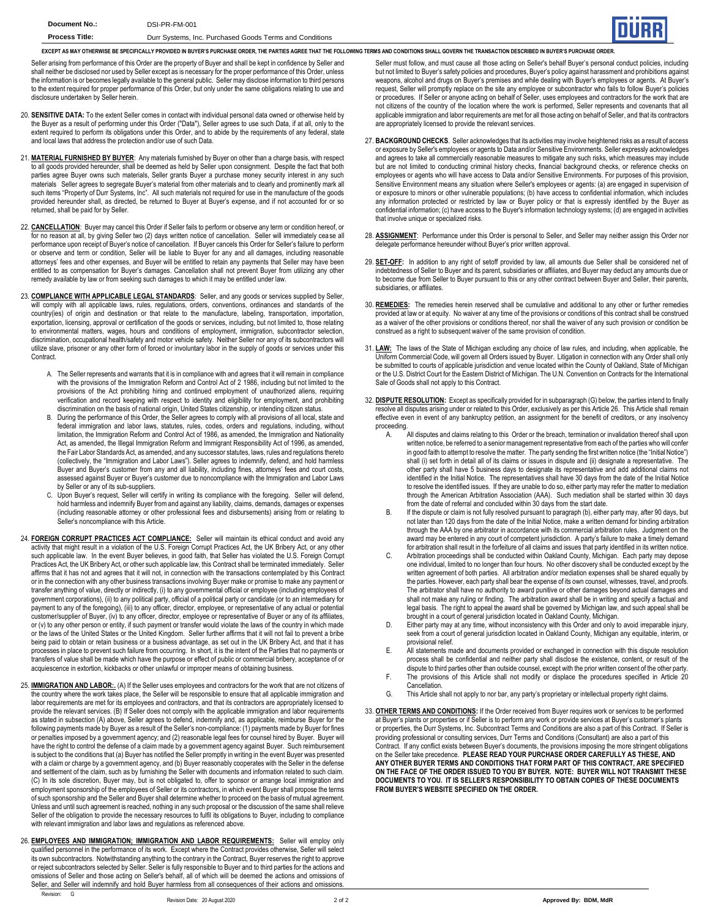**EXCEPT AS MAY OTHERWISE BE SPECIFICALLY PROVIDED IN BUYER'S PURCHASE ORDER, THE PARTIES AGREE THAT THE FOLLOWING TERMS AND CONDITIONS SHALL GOVERN THE TRANSACTION DESCRIBED IN BUYER'S PURCHASE ORDER.**

Seller arising from performance of this Order are the property of Buyer and shall be kept in confidence by Seller and shall neither be disclosed nor used by Seller except as is necessary for the proper performance of this Order, unless the information is or becomes legally available to the general public. Seller may disclose information to third persons to the extent required for proper performance of this Order, but only under the same obligations relating to use and disclosure undertaken by Seller herein.

20. **SENSITIVE DATA:** To the extent Seller comes in contact with individual personal data owned or otherwise held by the Buyer as a result of performing under this Order ("Data"), Seller agrees to use such Data, if at all, only to the extent required to perform its obligations under this Order, and to abide by the requirements of any federal, state and local laws that address the protection and/or use of such Data.

21. **MATERIAL FURNISHED BY BUYER**: Any materials furnished by Buyer on other than a charge basis, with respect to all goods provided hereunder, shall be deemed as held by Seller upon consignment. Despite the fact that both parties agree Buyer owns such materials, Seller grants Buyer a purchase money security interest in any such materials Seller agrees to segregate Buyer's material from other materials and to clearly and prominently mark all such items "Property of Durr Systems, Inc". All such materials not required for use in the manufacture of the goods provided hereunder shall, as directed, be returned to Buyer at Buyer's expense, and if not accounted for or so returned, shall be paid for by Seller.

22. **CANCELLATION**: Buyer may cancel this Order if Seller fails to perform or observe any term or condition hereof, or for no reason at all, by giving Seller two (2) days written notice of cancellation. Seller will immediately cease all performance upon receipt of Buyer's notice of cancellation. If Buyer cancels this Order for Seller's failure to perform or observe any term or condition, Seller will be liable to Buyer for any and all damages, including reasonable attorneys' fees and other expenses, and Buyer will be entitled to retain any payments that Seller may have been entitled to as compensation for Buyer's damages. Cancellation shall not prevent Buyer from utilizing any other remedy available by law or from seeking such damages to which it may be entitled under law.

23. **COMPLIANCE WITH APPLICABLE LEGAL STANDARDS**: Seller, and any goods or services supplied by Seller, will comply with all applicable laws, rules, regulations, orders, conventions, ordinances and standards of the country(ies) of origin and destination or that relate to the manufacture, labeling, transportation, importation, exportation, licensing, approval or certification of the goods or services, including, but not limited to, those relating to environmental matters, wages, hours and conditions of employment, immigration, subcontractor selection, discrimination, occupational health/safety and motor vehicle safety. Neither Seller nor any of its subcontractors will utilize slave, prisoner or any other form of forced or involuntary labor in the supply of goods or services under this Contract.
    - A. The Seller represents and warrants that it is in compliance with and agrees that it will remain in compliance with the provisions of the Immigration Reform and Control Act of 2 1986, including but not limited to the provisions of the Act prohibiting hiring and continued employment of unauthorized aliens, requiring verification and record keeping with respect to identity and eligibility for employment, and prohibiting discrimination on the basis of national origin, United States citizenship, or intending citizen status.
    - B. During the performance of this Order, the Seller agrees to comply with all provisions of all local, state and federal immigration and labor laws, statutes, rules, codes, orders and regulations, including, without limitation, the Immigration Reform and Control Act of 1986, as amended, the Immigration and Nationality Act, as amended, the Illegal Immigration Reform and Immigrant Responsibility Act of 1996, as amended, the Fair Labor Standards Act, as amended, and any successor statutes, laws, rules and regulations thereto (collectively, the "Immigration and Labor Laws"). Seller agrees to indemnify, defend, and hold harmless Buyer and Buyer's customer from any and all liability, including fines, attorneys' fees and court costs, assessed against Buyer or Buyer's customer due to noncompliance with the Immigration and Labor Laws by Seller or any of its sub-suppliers.
    - C. Upon Buyer's request, Seller will certify in writing its compliance with the foregoing. Seller will defend, hold harmless and indemnify Buyer from and against any liability, claims, demands, damages or expenses (including reasonable attorney or other professional fees and disbursements) arising from or relating to Seller's noncompliance with this Article.

24. **FOREIGN CORRUPT PRACTICES ACT COMPLIANCE:** Seller will maintain its ethical conduct and avoid any activity that might result in a violation of the U.S. Foreign Corrupt Practices Act, the UK Bribery Act, or any other such applicable law. In the event Buyer believes, in good faith, that Seller has violated the U.S. Foreign Corrupt Practices Act, the UK Bribery Act, or other such applicable law, this Contract shall be terminated immediately. Seller affirms that it has not and agrees that it will not, in connection with the transactions contemplated by this Contract or in the connection with any other business transactions involving Buyer make or promise to make any payment or transfer anything of value, directly or indirectly, (i) to any governmental official or employee (including employees of government corporations), (ii) to any political party, official of a political party or candidate (or to an intermediary for payment to any of the foregoing), (iii) to any officer, director, employee, or representative of any actual or potential customer/supplier of Buyer, (iv) to any officer, director, employee or representative of Buyer or any of its affiliates, or (v) to any other person or entity, if such payment or transfer would violate the laws of the country in which made or the laws of the United States or the United Kingdom. Seller further affirms that it will not fail to prevent a bribe being paid to obtain or retain business or a business advantage, as set out in the UK Bribery Act, and that it has processes in place to prevent such failure from occurring. In short, it is the intent of the Parties that no payments or transfers of value shall be made which have the purpose or effect of public or commercial bribery, acceptance of or acquiescence in extortion, kickbacks or other unlawful or improper means of obtaining business.

25. **IMMIGRATION AND LABOR:.** (A) If the Seller uses employees and contractors for the work that are not citizens of the country where the work takes place, the Seller will be responsible to ensure that all applicable immigration and labor requirements are met for its employees and contractors, and that its contractors are appropriately licensed to provide the relevant services. (B) If Seller does not comply with the applicable immigration and labor requirements as stated in subsection (A) above, Seller agrees to defend, indemnify and, as applicable, reimburse Buyer for the following payments made by Buyer as a result of the Seller's non-compliance: (1) payments made by Buyer for fines or penalties imposed by a government agency; and (2) reasonable legal fees for counsel hired by Buyer. Buyer will have the right to control the defense of a claim made by a government agency against Buyer. Such reimbursement is subject to the conditions that (a) Buyer has notified the Seller promptly in writing in the event Buyer was presented with a claim or charge by a government agency, and (b) Buyer reasonably cooperates with the Seller in the defense and settlement of the claim, such as by furnishing the Seller with documents and information related to such claim. (C) In its sole discretion, Buyer may, but is not obligated to, offer to sponsor or arrange local immigration and employment sponsorship of the employees of Seller or its contractors, in which event Buyer shall propose the terms of such sponsorship and the Seller and Buyer shall determine whether to proceed on the basis of mutual agreement. Unless and until such agreement is reached, nothing in any such proposal or the discussion of the same shall relieve Seller of the obligation to provide the necessary resources to fulfil its obligations to Buyer, including to compliance with relevant immigration and labor laws and regulations as referenced above.

26. **EMPLOYEES AND IMMIGRATION; IMMIGRATION AND LABOR REQUIREMENTS:** Seller will employ only qualified personnel in the performance of its work. Except where the Contract provides otherwise, Seller will select its own subcontractors. Notwithstanding anything to the contrary in the Contract, Buyer reserves the right to approve or reject subcontractors selected by Seller. Seller is fully responsible to Buyer and to third parties for the actions and omissions of Seller and those acting on Seller's behalf, all of which will be deemed the actions and omissions of Seller, and Seller will indemnify and hold Buyer harmless from all consequences of their actions and omissions. Seller must follow, and must cause all those acting on Seller's behalf Buyer's personal conduct policies, including but not limited to Buyer's safety policies and procedures, Buyer's policy against harassment and prohibitions against weapons, alcohol and drugs on Buyer's premises and while dealing with Buyer's employees or agents. At Buyer's request, Seller will promptly replace on the site any employee or subcontractor who fails to follow Buyer's policies or procedures. If Seller or anyone acting on behalf of Seller, uses employees and contractors for the work that are not citizens of the country of the location where the work is performed, Seller represents and covenants that all applicable immigration and labor requirements are met for all those acting on behalf of Seller, and that its contractors are appropriately licensed to provide the relevant services.

27. **BACKGROUND CHECKS**. Seller acknowledges that its activities may involve heightened risks as a result of access or exposure by Seller's employees or agents to Data and/or Sensitive Environments. Seller expressly acknowledges and agrees to take all commercially reasonable measures to mitigate any such risks, which measures may include but are not limited to conducting criminal history checks, financial background checks, or reference checks on employees or agents who will have access to Data and/or Sensitive Environments. For purposes of this provision, Sensitive Environment means any situation where Seller's employees or agents: (a) are engaged in supervision of or exposure to minors or other vulnerable populations; (b) have access to confidential information, which includes any information protected or restricted by law or Buyer policy or that is expressly identified by the Buyer as confidential information; (c) have access to the Buyer's information technology systems; (d) are engaged in activities that involve unique or specialized risks.

28. **ASSIGNMENT**: Performance under this Order is personal to Seller, and Seller may neither assign this Order nor delegate performance hereunder without Buyer's prior written approval.

29. **SET-OFF:** In addition to any right of setoff provided by law, all amounts due Seller shall be considered net of indebtedness of Seller to Buyer and its parent, subsidiaries or affiliates, and Buyer may deduct any amounts due or to become due from Seller to Buyer pursuant to this or any other contract between Buyer and Seller, their parents, subsidiaries, or affiliates.

30. **REMEDIES:** The remedies herein reserved shall be cumulative and additional to any other or further remedies provided at law or at equity. No waiver at any time of the provisions or conditions of this contract shall be construed as a waiver of the other provisions or conditions thereof, nor shall the waiver of any such provision or condition be construed as a right to subsequent waiver of the same provision of condition.

31. **LAW:** The laws of the State of Michigan excluding any choice of law rules, and including, when applicable, the Uniform Commercial Code, will govern all Orders issued by Buyer. Litigation in connection with any Order shall only be submitted to courts of applicable jurisdiction and venue located within the County of Oakland, State of Michigan or the U.S. District Court for the Eastern District of Michigan. The U.N. Convention on Contracts for the International Sale of Goods shall not apply to this Contract.

32. **DISPUTE RESOLUTION:** Except as specifically provided for in subparagraph (G) below, the parties intend to finally resolve all disputes arising under or related to this Order, exclusively as per this Article 26. This Article shall remain effective even in event of any bankruptcy petition, an assignment for the benefit of creditors, or any insolvency proceeding.
    - A. All disputes and claims relating to this Order or the breach, termination or invalidation thereof shall upon written notice, be referred to a senior management representative from each of the parties who will confer in good faith to attempt to resolve the matter. The party sending the first written notice (the "Initial Notice") shall (i) set forth in detail all of its claims or issues in dispute and (ii) designate a representative. The other party shall have 5 business days to designate its representative and add additional claims not identified in the Initial Notice. The representatives shall have 30 days from the date of the Initial Notice to resolve the identified issues. If they are unable to do so, either party may refer the matter to mediation through the American Arbitration Association (AAA). Such mediation shall be started within 30 days from the date of referral and concluded within 30 days from the start date.
    - B. If the dispute or claim is not fully resolved pursuant to paragraph (b), either party may, after 90 days, but not later than 120 days from the date of the Initial Notice, make a written demand for binding arbitration through the AAA by one arbitrator in accordance with its commercial arbitration rules. Judgment on the award may be entered in any court of competent jurisdiction. A party's failure to make a timely demand for arbitration shall result in the forfeiture of all claims and issues that party identified in its written notice.
    - C. Arbitration proceedings shall be conducted within Oakland County, Michigan. Each party may depose one individual, limited to no longer than four hours. No other discovery shall be conducted except by the written agreement of both parties. All arbitration and/or mediation expenses shall be shared equally by the parties. However, each party shall bear the expense of its own counsel, witnesses, travel, and proofs. The arbitrator shall have no authority to award punitive or other damages beyond actual damages and shall not make any ruling or finding. The arbitration award shall be in writing and specify a factual and legal basis. The right to appeal the award shall be governed by Michigan law, and such appeal shall be brought in a court of general jurisdiction located in Oakland County, Michigan.
    - D. Either party may at any time, without inconsistency with this Order and only to avoid irreparable injury, seek from a court of general jurisdiction located in Oakland County, Michigan any equitable, interim, or provisional relief.
    - E. All statements made and documents provided or exchanged in connection with this dispute resolution process shall be confidential and neither party shall disclose the existence, content, or result of the dispute to third parties other than outside counsel, except with the prior written consent of the other party.
    - F. The provisions of this Article shall not modify or displace the procedures specified in Article 20 Cancellation.
    - G. This Article shall not apply to nor bar, any party's proprietary or intellectual property right claims.

33. **OTHER TERMS AND CONDITIONS:** If the Order received from Buyer requires work or services to be performed at Buyer's plants or properties or if Seller is to perform any work or provide services at Buyer's customer's plants or properties, the Durr Systems, Inc. Subcontract Terms and Conditions are also a part of this Contract. If Seller is providing professional or consulting services, Durr Terms and Conditions (Consultant) are also a part of this Contract. If any conflict exists between Buyer's documents, the provisions imposing the more stringent obligations on the Seller take precedence. **PLEASE READ YOUR PURCHASE ORDER CAREFULLY AS THESE, AND ANY OTHER BUYER TERMS AND CONDITIONS THAT FORM PART OF THIS CONTRACT, ARE SPECIFIED ON THE FACE OF THE ORDER ISSUED TO YOU BY BUYER. NOTE: BUYER WILL NOT TRANSMIT THESE DOCUMENTS TO YOU. IT IS SELLER'S RESPONSIBILITY TO OBTAIN COPIES OF THESE DOCUMENTS FROM BUYER'S WEBSITE SPECIFIED ON THE ORDER.**